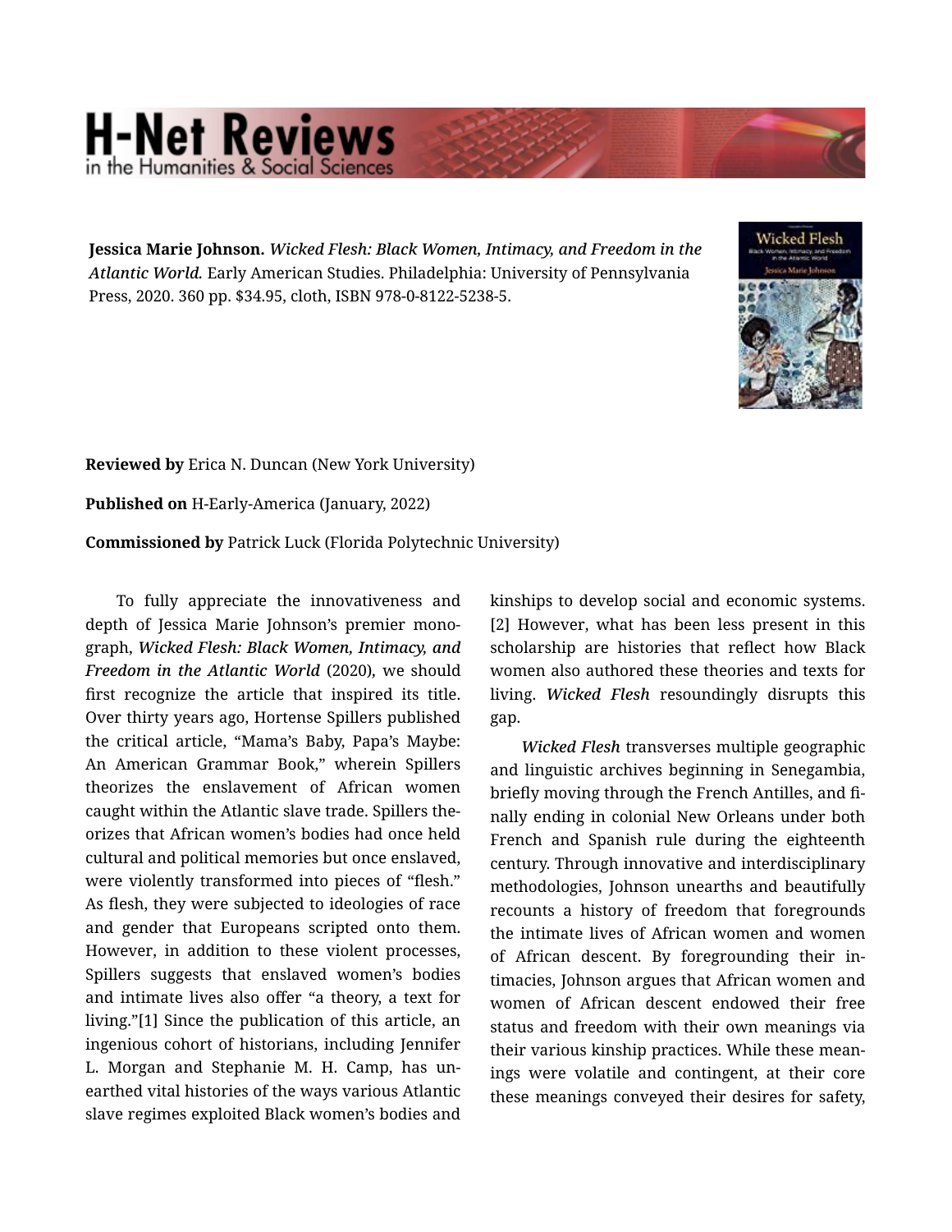**Jessica Marie Johnson.** *Wicked Flesh: Black Women, Intimacy, and Freedom in the Atlantic World.* Early American Studies. Philadelphia: University of Pennsylvania Press, 2020. 360 pp. $34.95, cloth, ISBN 978-0-8122-5238-5.

**Reviewed by** Erica N. Duncan (New York University)

**Published on** H-Early-America (January, 2022)

**Commissioned by** Patrick Luck (Florida Polytechnic University)

To fully appreciate the innovativeness and depth of Jessica Marie Johnson's premier monograph, *Wicked Flesh: Black Women, Intimacy, and Freedom in the Atlantic World* (2020), we should first recognize the article that inspired its title. Over thirty years ago, Hortense Spillers published the critical article, "Mama's Baby, Papa's Maybe: An American Grammar Book," wherein Spillers theorizes the enslavement of African women caught within the Atlantic slave trade. Spillers theorizes that African women's bodies had once held cultural and political memories but once enslaved, were violently transformed into pieces of "flesh." As flesh, they were subjected to ideologies of race and gender that Europeans scripted onto them. However, in addition to these violent processes, Spillers suggests that enslaved women's bodies and intimate lives also offer "a theory, a text for living."[1] Since the publication of this article, an ingenious cohort of historians, including Jennifer L. Morgan and Stephanie M. H. Camp, has unearthed vital histories of the ways various Atlantic slave regimes exploited Black women's bodies and kinships to develop social and economic systems.[2] However, what has been less present in this scholarship are histories that reflect how Black women also authored these theories and texts for living. *Wicked Flesh* resoundingly disrupts this gap.

*Wicked Flesh* transverses multiple geographic and linguistic archives beginning in Senegambia, briefly moving through the French Antilles, and finally ending in colonial New Orleans under both French and Spanish rule during the eighteenth century. Through innovative and interdisciplinary methodologies, Johnson unearths and beautifully recounts a history of freedom that foregrounds the intimate lives of African women and women of African descent. By foregrounding their intimacies, Johnson argues that African women and women of African descent endowed their free status and freedom with their own meanings via their various kinship practices. While these meanings were volatile and contingent, at their core these meanings conveyed their desires for safety,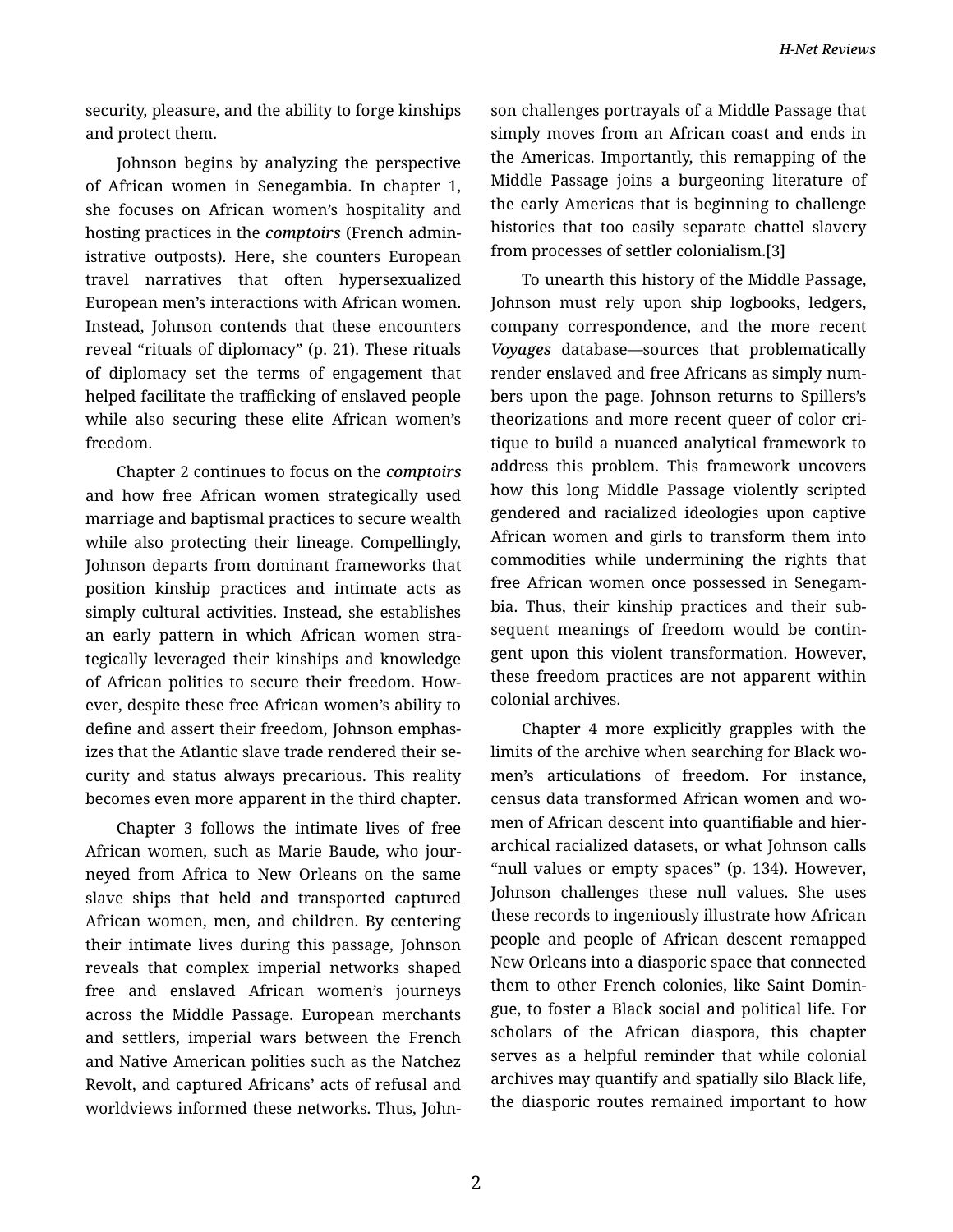security, pleasure, and the ability to forge kinships and protect them.

Johnson begins by analyzing the perspective of African women in Senegambia. In chapter 1, she focuses on African women's hospitality and hosting practices in the *comptoirs* (French administrative outposts). Here, she counters European travel narratives that often hypersexualized European men's interactions with African women. Instead, Johnson contends that these encounters reveal "rituals of diplomacy" (p. 21). These rituals of diplomacy set the terms of engagement that helped facilitate the trafficking of enslaved people while also securing these elite African women's freedom.

Chapter 2 continues to focus on the *comptoirs* and how free African women strategically used marriage and baptismal practices to secure wealth while also protecting their lineage. Compellingly, Johnson departs from dominant frameworks that position kinship practices and intimate acts as simply cultural activities. Instead, she establishes an early pattern in which African women strategically leveraged their kinships and knowledge of African polities to secure their freedom. However, despite these free African women's ability to define and assert their freedom, Johnson emphasizes that the Atlantic slave trade rendered their security and status always precarious. This reality becomes even more apparent in the third chapter.

Chapter 3 follows the intimate lives of free African women, such as Marie Baude, who journeyed from Africa to New Orleans on the same slave ships that held and transported captured African women, men, and children. By centering their intimate lives during this passage, Johnson reveals that complex imperial networks shaped free and enslaved African women's journeys across the Middle Passage. European merchants and settlers, imperial wars between the French and Native American polities such as the Natchez Revolt, and captured Africans' acts of refusal and worldviews informed these networks. Thus, Johnson challenges portrayals of a Middle Passage that simply moves from an African coast and ends in the Americas. Importantly, this remapping of the Middle Passage joins a burgeoning literature of the early Americas that is beginning to challenge histories that too easily separate chattel slavery from processes of settler colonialism.[3]

To unearth this history of the Middle Passage, Johnson must rely upon ship logbooks, ledgers, company correspondence, and the more recent *Voyages* database—sources that problematically render enslaved and free Africans as simply numbers upon the page. Johnson returns to Spillers's theorizations and more recent queer of color critique to build a nuanced analytical framework to address this problem. This framework uncovers how this long Middle Passage violently scripted gendered and racialized ideologies upon captive African women and girls to transform them into commodities while undermining the rights that free African women once possessed in Senegambia. Thus, their kinship practices and their subsequent meanings of freedom would be contingent upon this violent transformation. However, these freedom practices are not apparent within colonial archives.

Chapter 4 more explicitly grapples with the limits of the archive when searching for Black women's articulations of freedom. For instance, census data transformed African women and women of African descent into quantifiable and hierarchical racialized datasets, or what Johnson calls "null values or empty spaces" (p. 134). However, Johnson challenges these null values. She uses these records to ingeniously illustrate how African people and people of African descent remapped New Orleans into a diasporic space that connected them to other French colonies, like Saint Domingue, to foster a Black social and political life. For scholars of the African diaspora, this chapter serves as a helpful reminder that while colonial archives may quantify and spatially silo Black life, the diasporic routes remained important to how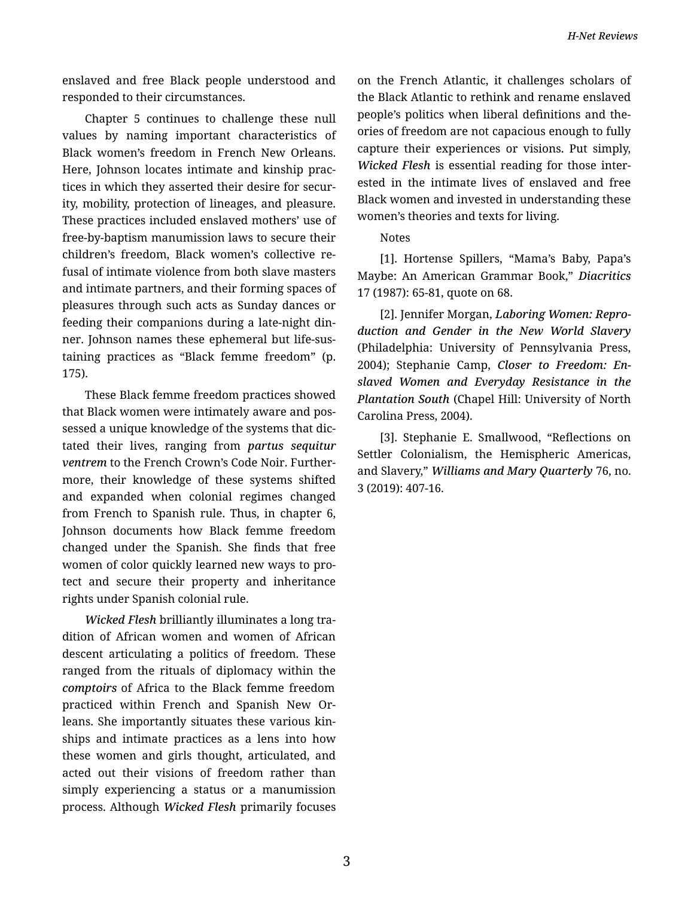enslaved and free Black people understood and responded to their circumstances.

Chapter 5 continues to challenge these null values by naming important characteristics of Black women's freedom in French New Orleans. Here, Johnson locates intimate and kinship practices in which they asserted their desire for security, mobility, protection of lineages, and pleasure. These practices included enslaved mothers' use of free-by-baptism manumission laws to secure their children's freedom, Black women's collective refusal of intimate violence from both slave masters and intimate partners, and their forming spaces of pleasures through such acts as Sunday dances or feeding their companions during a late-night dinner. Johnson names these ephemeral but life-sustaining practices as "Black femme freedom" (p. 175).

These Black femme freedom practices showed that Black women were intimately aware and possessed a unique knowledge of the systems that dictated their lives, ranging from ***partus sequitur ventrem*** to the French Crown's Code Noir. Furthermore, their knowledge of these systems shifted and expanded when colonial regimes changed from French to Spanish rule. Thus, in chapter 6, Johnson documents how Black femme freedom changed under the Spanish. She finds that free women of color quickly learned new ways to protect and secure their property and inheritance rights under Spanish colonial rule.

*Wicked Flesh* brilliantly illuminates a long tradition of African women and women of African descent articulating a politics of freedom. These ranged from the rituals of diplomacy within the ***comptoirs*** of Africa to the Black femme freedom practiced within French and Spanish New Orleans. She importantly situates these various kinships and intimate practices as a lens into how these women and girls thought, articulated, and acted out their visions of freedom rather than simply experiencing a status or a manumission process. Although *Wicked Flesh* primarily focuses on the French Atlantic, it challenges scholars of the Black Atlantic to rethink and rename enslaved people's politics when liberal definitions and theories of freedom are not capacious enough to fully capture their experiences or visions. Put simply, *Wicked Flesh* is essential reading for those interested in the intimate lives of enslaved and free Black women and invested in understanding these women's theories and texts for living.

Notes

[1]. Hortense Spillers, "Mama's Baby, Papa's Maybe: An American Grammar Book," ***Diacritics*** 17 (1987): 65-81, quote on 68.

[2]. Jennifer Morgan, ***Laboring Women: Reproduction and Gender in the New World Slavery*** (Philadelphia: University of Pennsylvania Press, 2004); Stephanie Camp, ***Closer to Freedom: Enslaved Women and Everyday Resistance in the Plantation South*** (Chapel Hill: University of North Carolina Press, 2004).

[3]. Stephanie E. Smallwood, "Reflections on Settler Colonialism, the Hemispheric Americas, and Slavery," ***Williams and Mary Quarterly*** 76, no. 3 (2019): 407-16.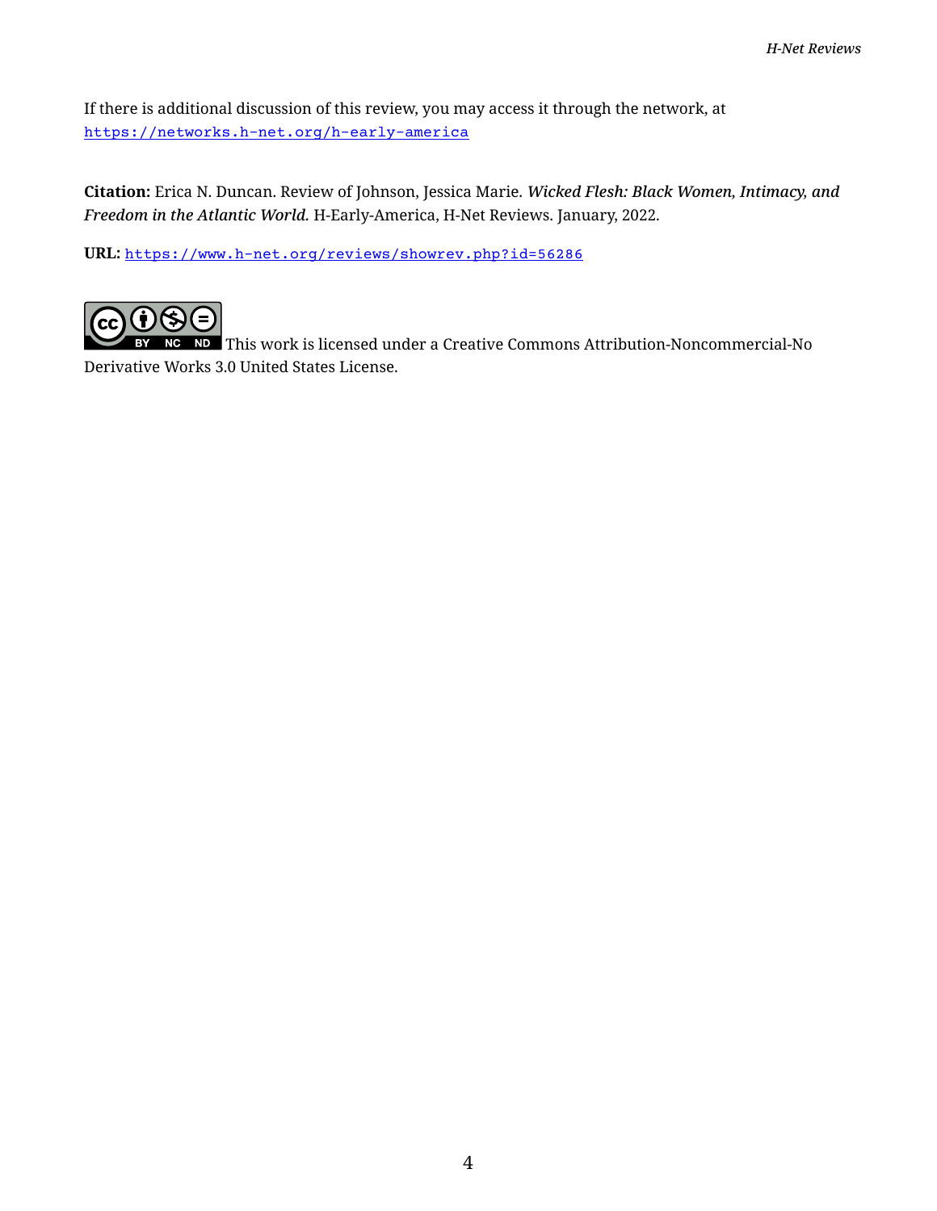If there is additional discussion of this review, you may access it through the network, at https://networks.h-net.org/h-early-america

**Citation:** Erica N. Duncan. Review of Johnson, Jessica Marie. ***Wicked Flesh: Black Women, Intimacy, and Freedom in the Atlantic World.*** H-Early-America, H-Net Reviews. January, 2022.

**URL:** https://www.h-net.org/reviews/showrev.php?id=56286

This work is licensed under a Creative Commons Attribution-Noncommercial-No Derivative Works 3.0 United States License.